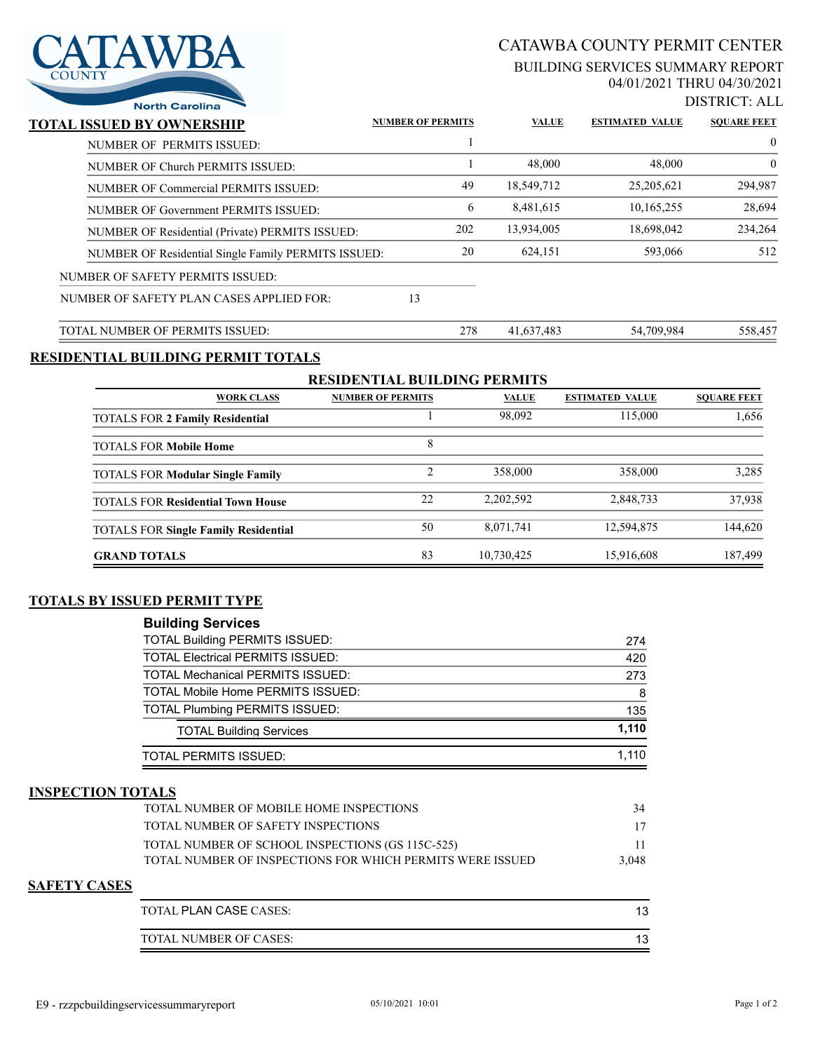CATAWBA COUNTY
North Carolina

# CATAWBA COUNTY PERMIT CENTER

## BUILDING SERVICES SUMMARY REPORT

04/01/2021 THRU 04/30/2021

DISTRICT: ALL

## TOTAL ISSUED BY OWNERSHIP

| | NUMBER OF PERMITS | VALUE | ESTIMATED VALUE | SQUARE FEET |
|---|---|---|---|---|
| NUMBER OF PERMITS ISSUED: | 1 | | | 0 |
| NUMBER OF Church PERMITS ISSUED: | 1 | 48,000 | 48,000 | 0 |
| NUMBER OF Commercial PERMITS ISSUED: | 49 | 18,549,712 | 25,205,621 | 294,987 |
| NUMBER OF Government PERMITS ISSUED: | 6 | 8,481,615 | 10,165,255 | 28,694 |
| NUMBER OF Residential (Private) PERMITS ISSUED: | 202 | 13,934,005 | 18,698,042 | 234,264 |
| NUMBER OF Residential Single Family PERMITS ISSUED: | 20 | 624,151 | 593,066 | 512 |
| NUMBER OF SAFETY PERMITS ISSUED: | | | | |
| NUMBER OF SAFETY PLAN CASES APPLIED FOR: 13 | | | | |
| TOTAL NUMBER OF PERMITS ISSUED: | 278 | 41,637,483 | 54,709,984 | 558,457 |

## RESIDENTIAL BUILDING PERMIT TOTALS

### RESIDENTIAL BUILDING PERMITS

| WORK CLASS | NUMBER OF PERMITS | VALUE | ESTIMATED VALUE | SQUARE FEET |
|---|---|---|---|---|
| TOTALS FOR **2 Family Residential** | 1 | 98,092 | 115,000 | 1,656 |
| TOTALS FOR **Mobile Home** | 8 | | | |
| TOTALS FOR **Modular Single Family** | 2 | 358,000 | 358,000 | 3,285 |
| TOTALS FOR **Residential Town House** | 22 | 2,202,592 | 2,848,733 | 37,938 |
| TOTALS FOR **Single Family Residential** | 50 | 8,071,741 | 12,594,875 | 144,620 |
| **GRAND TOTALS** | 83 | 10,730,425 | 15,916,608 | 187,499 |

## TOTALS BY ISSUED PERMIT TYPE

### Building Services

| | |
|---|---|
| TOTAL Building PERMITS ISSUED: | 274 |
| TOTAL Electrical PERMITS ISSUED: | 420 |
| TOTAL Mechanical PERMITS ISSUED: | 273 |
| TOTAL Mobile Home PERMITS ISSUED: | 8 |
| TOTAL Plumbing PERMITS ISSUED: | 135 |
| TOTAL Building Services | **1,110** |
| TOTAL PERMITS ISSUED: | 1,110 |

## INSPECTION TOTALS

| | |
|---|---|
| TOTAL NUMBER OF MOBILE HOME INSPECTIONS | 34 |
| TOTAL NUMBER OF SAFETY INSPECTIONS | 17 |
| TOTAL NUMBER OF SCHOOL INSPECTIONS (GS 115C-525) | 11 |
| TOTAL NUMBER OF INSPECTIONS FOR WHICH PERMITS WERE ISSUED | 3,048 |

## SAFETY CASES

| | |
|---|---|
| TOTAL PLAN CASE CASES: | 13 |
| TOTAL NUMBER OF CASES: | 13 |

E9 - rzzpcbuildingservicessummaryreport 05/10/2021 10:01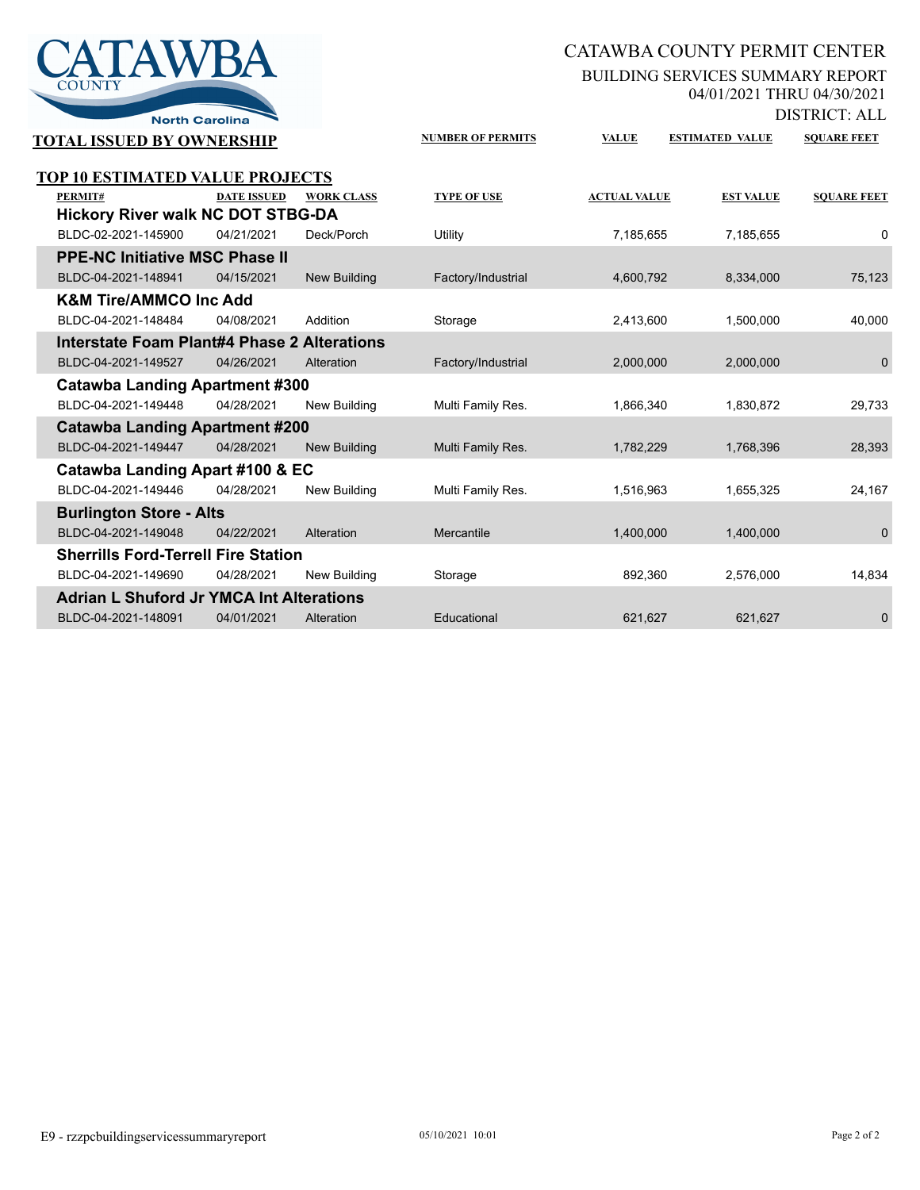CATAWBA COUNTY PERMIT CENTER

BUILDING SERVICES SUMMARY REPORT

04/01/2021 THRU 04/30/2021

DISTRICT: ALL

**TOTAL ISSUED BY OWNERSHIP** — NUMBER OF PERMITS | VALUE | ESTIMATED VALUE | SQUARE FEET

## TOP 10 ESTIMATED VALUE PROJECTS

| PERMIT# | DATE ISSUED | WORK CLASS | TYPE OF USE | ACTUAL VALUE | EST VALUE | SQUARE FEET |
|---|---|---|---|---|---|---|
| **Hickory River walk NC DOT STBG-DA** | | | | | | |
| BLDC-02-2021-145900 | 04/21/2021 | Deck/Porch | Utility | 7,185,655 | 7,185,655 | 0 |
| **PPE-NC Initiative MSC Phase II** | | | | | | |
| BLDC-04-2021-148941 | 04/15/2021 | New Building | Factory/Industrial | 4,600,792 | 8,334,000 | 75,123 |
| **K&M Tire/AMMCO Inc Add** | | | | | | |
| BLDC-04-2021-148484 | 04/08/2021 | Addition | Storage | 2,413,600 | 1,500,000 | 40,000 |
| **Interstate Foam Plant#4 Phase 2 Alterations** | | | | | | |
| BLDC-04-2021-149527 | 04/26/2021 | Alteration | Factory/Industrial | 2,000,000 | 2,000,000 | 0 |
| **Catawba Landing Apartment #300** | | | | | | |
| BLDC-04-2021-149448 | 04/28/2021 | New Building | Multi Family Res. | 1,866,340 | 1,830,872 | 29,733 |
| **Catawba Landing Apartment #200** | | | | | | |
| BLDC-04-2021-149447 | 04/28/2021 | New Building | Multi Family Res. | 1,782,229 | 1,768,396 | 28,393 |
| **Catawba Landing Apart #100 & EC** | | | | | | |
| BLDC-04-2021-149446 | 04/28/2021 | New Building | Multi Family Res. | 1,516,963 | 1,655,325 | 24,167 |
| **Burlington Store - Alts** | | | | | | |
| BLDC-04-2021-149048 | 04/22/2021 | Alteration | Mercantile | 1,400,000 | 1,400,000 | 0 |
| **Sherrills Ford-Terrell Fire Station** | | | | | | |
| BLDC-04-2021-149690 | 04/28/2021 | New Building | Storage | 892,360 | 2,576,000 | 14,834 |
| **Adrian L Shuford Jr YMCA Int Alterations** | | | | | | |
| BLDC-04-2021-148091 | 04/01/2021 | Alteration | Educational | 621,627 | 621,627 | 0 |

E9 - rzzpcbuildingservicessummaryreport 05/10/2021 10:01